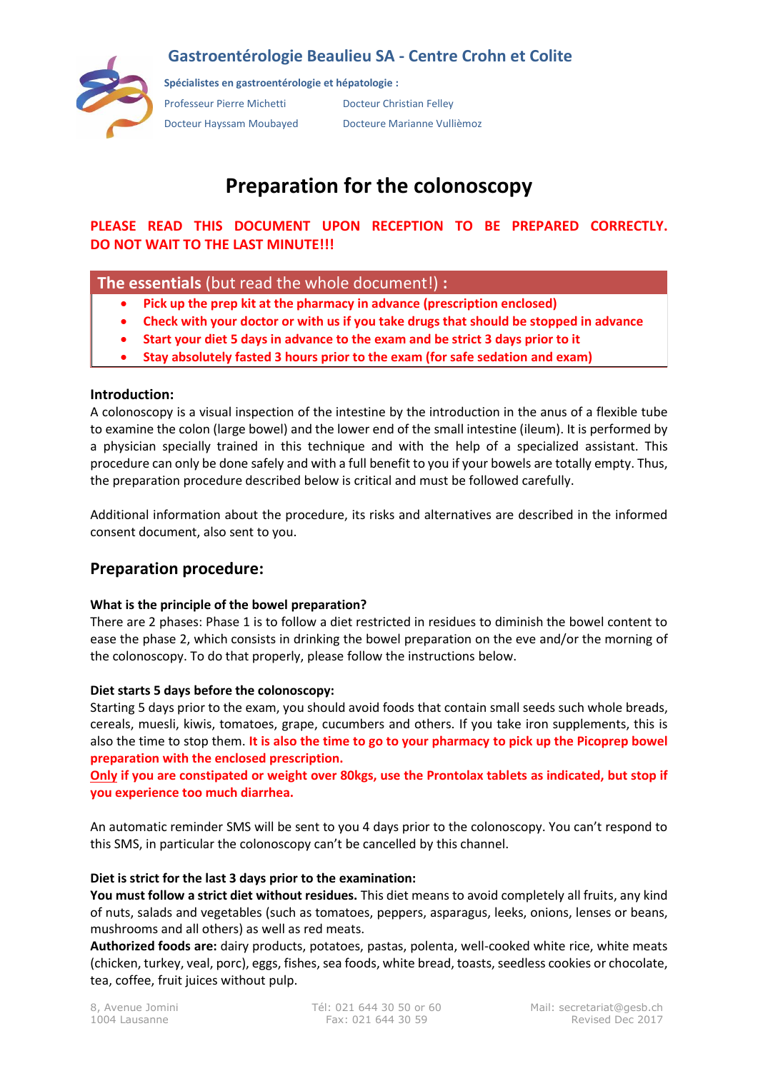# Gastroentérologie Beaulieu SA - Centre Crohn et Colite

**Spécialistes en gastroentérologie et hépatologie :**

Professeur Pierre Michetti
Docteur Christian Felley
Docteur Hayssam Moubayed
Docteure Marianne Vullièmoz

# Preparation for the colonoscopy

**PLEASE READ THIS DOCUMENT UPON RECEPTION TO BE PREPARED CORRECTLY. DO NOT WAIT TO THE LAST MINUTE!!!**

## **The essentials** (but read the whole document!) **:**

- **Pick up the prep kit at the pharmacy in advance (prescription enclosed)**
- **Check with your doctor or with us if you take drugs that should be stopped in advance**
- **Start your diet 5 days in advance to the exam and be strict 3 days prior to it**
- **Stay absolutely fasted 3 hours prior to the exam (for safe sedation and exam)**

**Introduction:**

A colonoscopy is a visual inspection of the intestine by the introduction in the anus of a flexible tube to examine the colon (large bowel) and the lower end of the small intestine (ileum). It is performed by a physician specially trained in this technique and with the help of a specialized assistant. This procedure can only be done safely and with a full benefit to you if your bowels are totally empty. Thus, the preparation procedure described below is critical and must be followed carefully.

Additional information about the procedure, its risks and alternatives are described in the informed consent document, also sent to you.

## Preparation procedure:

**What is the principle of the bowel preparation?**

There are 2 phases: Phase 1 is to follow a diet restricted in residues to diminish the bowel content to ease the phase 2, which consists in drinking the bowel preparation on the eve and/or the morning of the colonoscopy. To do that properly, please follow the instructions below.

**Diet starts 5 days before the colonoscopy:**

Starting 5 days prior to the exam, you should avoid foods that contain small seeds such whole breads, cereals, muesli, kiwis, tomatoes, grape, cucumbers and others. If you take iron supplements, this is also the time to stop them. **It is also the time to go to your pharmacy to pick up the Picoprep bowel preparation with the enclosed prescription.**

**Only if you are constipated or weight over 80kgs, use the Prontolax tablets as indicated, but stop if you experience too much diarrhea.**

An automatic reminder SMS will be sent to you 4 days prior to the colonoscopy. You can't respond to this SMS, in particular the colonoscopy can't be cancelled by this channel.

**Diet is strict for the last 3 days prior to the examination:**

**You must follow a strict diet without residues.** This diet means to avoid completely all fruits, any kind of nuts, salads and vegetables (such as tomatoes, peppers, asparagus, leeks, onions, lenses or beans, mushrooms and all others) as well as red meats.

**Authorized foods are:** dairy products, potatoes, pastas, polenta, well-cooked white rice, white meats (chicken, turkey, veal, porc), eggs, fishes, sea foods, white bread, toasts, seedless cookies or chocolate, tea, coffee, fruit juices without pulp.

8, Avenue Jomini
1004 Lausanne

Tél: 021 644 30 50 or 60
Fax: 021 644 30 59

Mail: secretariat@gesb.ch
Revised Dec 2017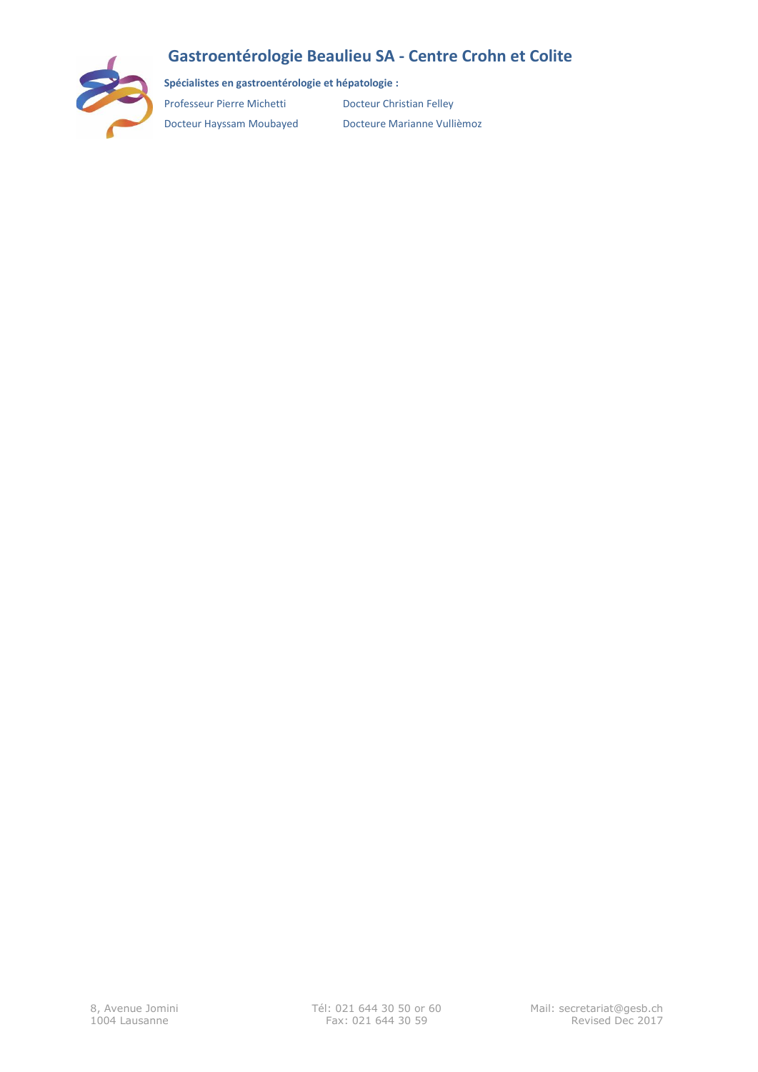# Gastroentérologie Beaulieu SA - Centre Crohn et Colite

**Spécialistes en gastroentérologie et hépatologie :**

Professeur Pierre Michetti
Docteur Christian Felley
Docteur Hayssam Moubayed
Docteure Marianne Vullièmoz

8, Avenue Jomini
1004 Lausanne

Tél: 021 644 30 50 or 60
Fax: 021 644 30 59

Mail: secretariat@gesb.ch
Revised Dec 2017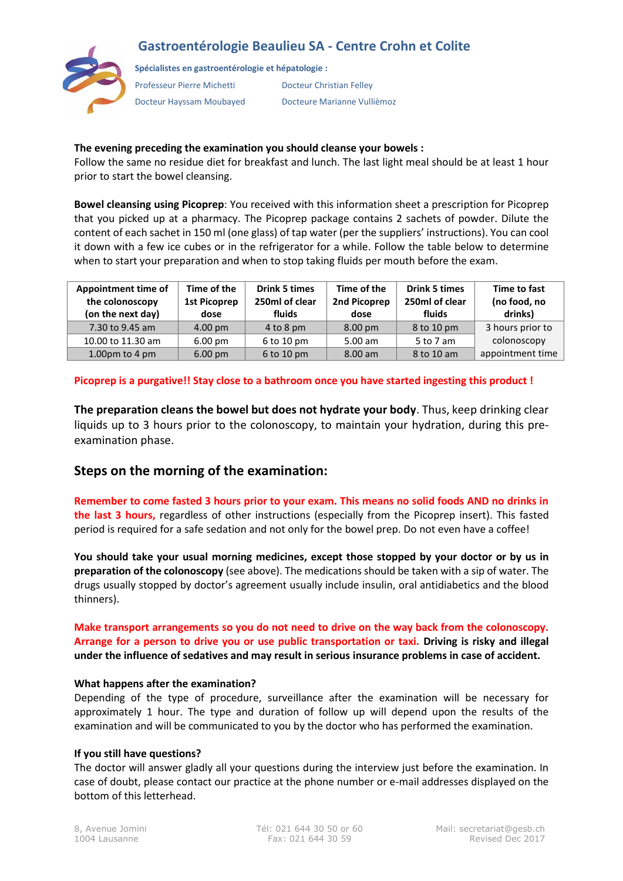# Gastroentérologie Beaulieu SA - Centre Crohn et Colite

**Spécialistes en gastroentérologie et hépatologie :**

Professeur Pierre Michetti
Docteur Christian Felley
Docteur Hayssam Moubayed
Docteure Marianne Vullièmoz

**The evening preceding the examination you should cleanse your bowels :**
Follow the same no residue diet for breakfast and lunch. The last light meal should be at least 1 hour prior to start the bowel cleansing.

**Bowel cleansing using Picoprep**: You received with this information sheet a prescription for Picoprep that you picked up at a pharmacy. The Picoprep package contains 2 sachets of powder. Dilute the content of each sachet in 150 ml (one glass) of tap water (per the suppliers' instructions). You can cool it down with a few ice cubes or in the refrigerator for a while. Follow the table below to determine when to start your preparation and when to stop taking fluids per mouth before the exam.

| Appointment time of the colonoscopy (on the next day) | Time of the 1st Picoprep dose | Drink 5 times 250ml of clear fluids | Time of the 2nd Picoprep dose | Drink 5 times 250ml of clear fluids | Time to fast (no food, no drinks) |
|---|---|---|---|---|---|
| 7.30 to 9.45 am | 4.00 pm | 4 to 8 pm | 8.00 pm | 8 to 10 pm | 3 hours prior to colonoscopy appointment time |
| 10.00 to 11.30 am | 6.00 pm | 6 to 10 pm | 5.00 am | 5 to 7 am | |
| 1.00pm to 4 pm | 6.00 pm | 6 to 10 pm | 8.00 am | 8 to 10 am | |

**Picoprep is a purgative!! Stay close to a bathroom once you have started ingesting this product !**

**The preparation cleans the bowel but does not hydrate your body**. Thus, keep drinking clear liquids up to 3 hours prior to the colonoscopy, to maintain your hydration, during this pre-examination phase.

## Steps on the morning of the examination:

**Remember to come fasted 3 hours prior to your exam. This means no solid foods AND no drinks in the last 3 hours,** regardless of other instructions (especially from the Picoprep insert). This fasted period is required for a safe sedation and not only for the bowel prep. Do not even have a coffee!

**You should take your usual morning medicines, except those stopped by your doctor or by us in preparation of the colonoscopy** (see above). The medications should be taken with a sip of water. The drugs usually stopped by doctor's agreement usually include insulin, oral antidiabetics and the blood thinners).

**Make transport arrangements so you do not need to drive on the way back from the colonoscopy. Arrange for a person to drive you or use public transportation or taxi. Driving is risky and illegal under the influence of sedatives and may result in serious insurance problems in case of accident.**

**What happens after the examination?**
Depending of the type of procedure, surveillance after the examination will be necessary for approximately 1 hour. The type and duration of follow up will depend upon the results of the examination and will be communicated to you by the doctor who has performed the examination.

**If you still have questions?**
The doctor will answer gladly all your questions during the interview just before the examination. In case of doubt, please contact our practice at the phone number or e-mail addresses displayed on the bottom of this letterhead.

8, Avenue Jomini
1004 Lausanne

Tél: 021 644 30 50 or 60
Fax: 021 644 30 59

Mail: secretariat@gesb.ch
Revised Dec 2017